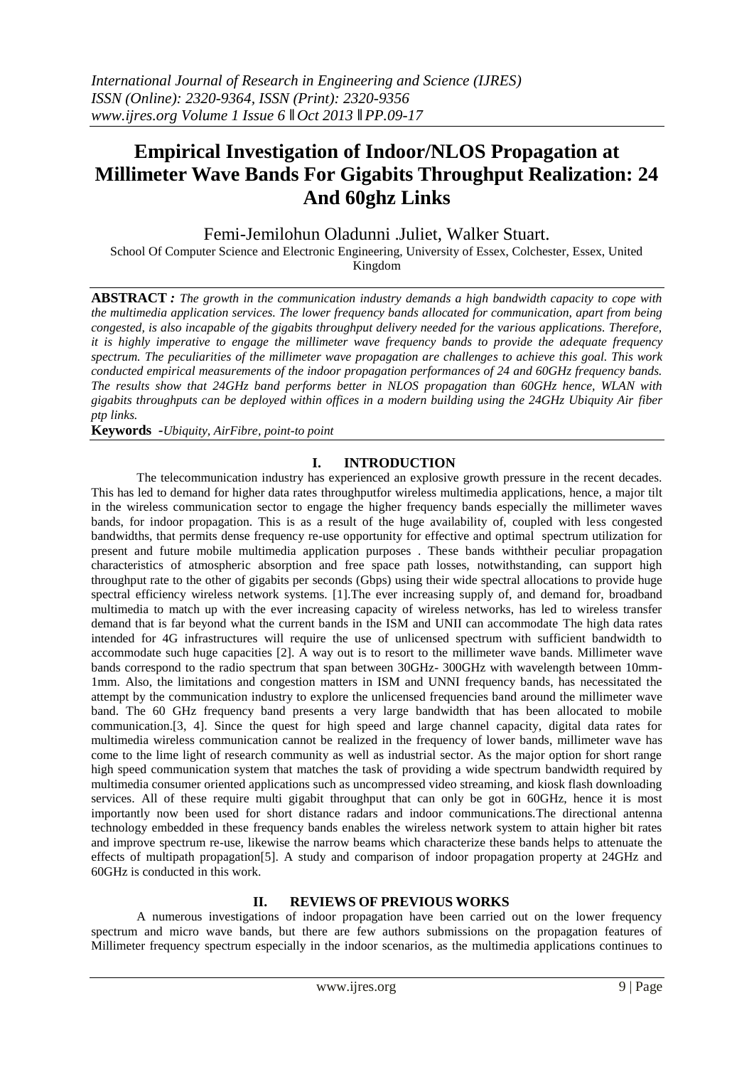# Empirical Investigation of Indoor/NLOS Propagation at Millimeter Wave Bands For Gigabits Throughput Realization: 24 And 60ghz Links

Femi-Jemilohun Oladunni .Juliet, Walker Stuart.

School Of Computer Science and Electronic Engineering, University of Essex, Colchester, Essex, United Kingdom

**ABSTRACT** *: The growth in the communication industry demands a high bandwidth capacity to cope with the multimedia application services. The lower frequency bands allocated for communication, apart from being congested, is also incapable of the gigabits throughput delivery needed for the various applications. Therefore, it is highly imperative to engage the millimeter wave frequency bands to provide the adequate frequency spectrum. The peculiarities of the millimeter wave propagation are challenges to achieve this goal. This work conducted empirical measurements of the indoor propagation performances of 24 and 60GHz frequency bands. The results show that 24GHz band performs better in NLOS propagation than 60GHz hence, WLAN with gigabits throughputs can be deployed within offices in a modern building using the 24GHz Ubiquity Air fiber ptp links.*

**Keywords** *-Ubiquity, AirFibre, point-to point*

## I. INTRODUCTION

The telecommunication industry has experienced an explosive growth pressure in the recent decades. This has led to demand for higher data rates throughputfor wireless multimedia applications, hence, a major tilt in the wireless communication sector to engage the higher frequency bands especially the millimeter waves bands, for indoor propagation. This is as a result of the huge availability of, coupled with less congested bandwidths, that permits dense frequency re-use opportunity for effective and optimal spectrum utilization for present and future mobile multimedia application purposes . These bands withtheir peculiar propagation characteristics of atmospheric absorption and free space path losses, notwithstanding, can support high throughput rate to the other of gigabits per seconds (Gbps) using their wide spectral allocations to provide huge spectral efficiency wireless network systems. [1].The ever increasing supply of, and demand for, broadband multimedia to match up with the ever increasing capacity of wireless networks, has led to wireless transfer demand that is far beyond what the current bands in the ISM and UNII can accommodate The high data rates intended for 4G infrastructures will require the use of unlicensed spectrum with sufficient bandwidth to accommodate such huge capacities [2]. A way out is to resort to the millimeter wave bands. Millimeter wave bands correspond to the radio spectrum that span between 30GHz- 300GHz with wavelength between 10mm-1mm. Also, the limitations and congestion matters in ISM and UNNI frequency bands, has necessitated the attempt by the communication industry to explore the unlicensed frequencies band around the millimeter wave band. The 60 GHz frequency band presents a very large bandwidth that has been allocated to mobile communication.[3, 4]. Since the quest for high speed and large channel capacity, digital data rates for multimedia wireless communication cannot be realized in the frequency of lower bands, millimeter wave has come to the lime light of research community as well as industrial sector. As the major option for short range high speed communication system that matches the task of providing a wide spectrum bandwidth required by multimedia consumer oriented applications such as uncompressed video streaming, and kiosk flash downloading services. All of these require multi gigabit throughput that can only be got in 60GHz, hence it is most importantly now been used for short distance radars and indoor communications.The directional antenna technology embedded in these frequency bands enables the wireless network system to attain higher bit rates and improve spectrum re-use, likewise the narrow beams which characterize these bands helps to attenuate the effects of multipath propagation[5]. A study and comparison of indoor propagation property at 24GHz and 60GHz is conducted in this work.

## II. REVIEWS OF PREVIOUS WORKS

A numerous investigations of indoor propagation have been carried out on the lower frequency spectrum and micro wave bands, but there are few authors submissions on the propagation features of Millimeter frequency spectrum especially in the indoor scenarios, as the multimedia applications continues to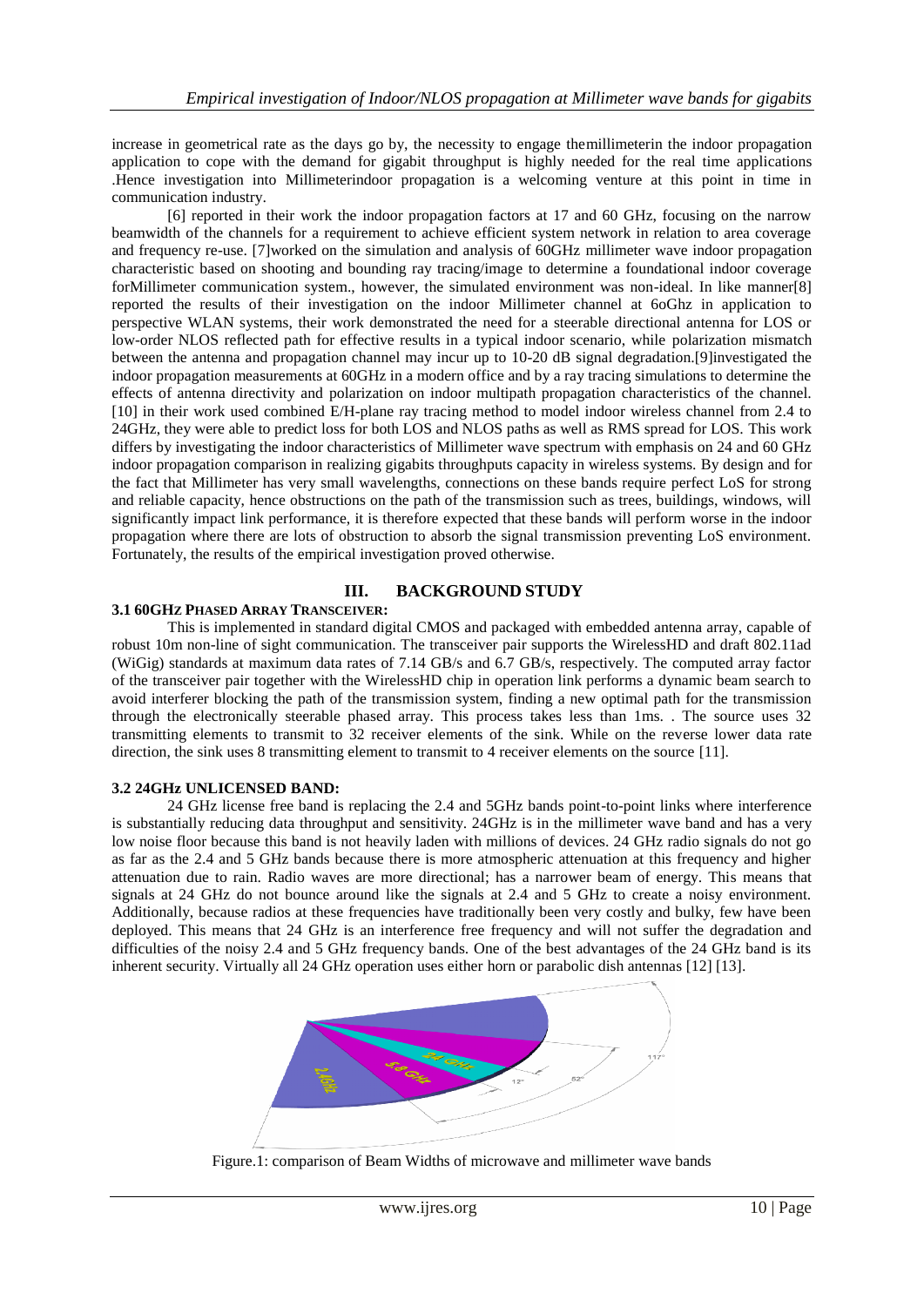increase in geometrical rate as the days go by, the necessity to engage themillimeterin the indoor propagation application to cope with the demand for gigabit throughput is highly needed for the real time applications .Hence investigation into Millimeterindoor propagation is a welcoming venture at this point in time in communication industry.

[6] reported in their work the indoor propagation factors at 17 and 60 GHz, focusing on the narrow beamwidth of the channels for a requirement to achieve efficient system network in relation to area coverage and frequency re-use. [7]worked on the simulation and analysis of 60GHz millimeter wave indoor propagation characteristic based on shooting and bounding ray tracing/image to determine a foundational indoor coverage forMillimeter communication system., however, the simulated environment was non-ideal. In like manner[8] reported the results of their investigation on the indoor Millimeter channel at 6oGhz in application to perspective WLAN systems, their work demonstrated the need for a steerable directional antenna for LOS or low-order NLOS reflected path for effective results in a typical indoor scenario, while polarization mismatch between the antenna and propagation channel may incur up to 10-20 dB signal degradation.[9]investigated the indoor propagation measurements at 60GHz in a modern office and by a ray tracing simulations to determine the effects of antenna directivity and polarization on indoor multipath propagation characteristics of the channel. [10] in their work used combined E/H-plane ray tracing method to model indoor wireless channel from 2.4 to 24GHz, they were able to predict loss for both LOS and NLOS paths as well as RMS spread for LOS. This work differs by investigating the indoor characteristics of Millimeter wave spectrum with emphasis on 24 and 60 GHz indoor propagation comparison in realizing gigabits throughputs capacity in wireless systems. By design and for the fact that Millimeter has very small wavelengths, connections on these bands require perfect LoS for strong and reliable capacity, hence obstructions on the path of the transmission such as trees, buildings, windows, will significantly impact link performance, it is therefore expected that these bands will perform worse in the indoor propagation where there are lots of obstruction to absorb the signal transmission preventing LoS environment. Fortunately, the results of the empirical investigation proved otherwise.

## III. BACKGROUND STUDY

### 3.1 60GHZ PHASED ARRAY TRANSCEIVER:

This is implemented in standard digital CMOS and packaged with embedded antenna array, capable of robust 10m non-line of sight communication. The transceiver pair supports the WirelessHD and draft 802.11ad (WiGig) standards at maximum data rates of 7.14 GB/s and 6.7 GB/s, respectively. The computed array factor of the transceiver pair together with the WirelessHD chip in operation link performs a dynamic beam search to avoid interferer blocking the path of the transmission system, finding a new optimal path for the transmission through the electronically steerable phased array. This process takes less than 1ms. . The source uses 32 transmitting elements to transmit to 32 receiver elements of the sink. While on the reverse lower data rate direction, the sink uses 8 transmitting element to transmit to 4 receiver elements on the source [11].

### 3.2 24GHz UNLICENSED BAND:

24 GHz license free band is replacing the 2.4 and 5GHz bands point-to-point links where interference is substantially reducing data throughput and sensitivity. 24GHz is in the millimeter wave band and has a very low noise floor because this band is not heavily laden with millions of devices. 24 GHz radio signals do not go as far as the 2.4 and 5 GHz bands because there is more atmospheric attenuation at this frequency and higher attenuation due to rain. Radio waves are more directional; has a narrower beam of energy. This means that signals at 24 GHz do not bounce around like the signals at 2.4 and 5 GHz to create a noisy environment. Additionally, because radios at these frequencies have traditionally been very costly and bulky, few have been deployed. This means that 24 GHz is an interference free frequency and will not suffer the degradation and difficulties of the noisy 2.4 and 5 GHz frequency bands. One of the best advantages of the 24 GHz band is its inherent security. Virtually all 24 GHz operation uses either horn or parabolic dish antennas [12] [13].

Figure.1: comparison of Beam Widths of microwave and millimeter wave bands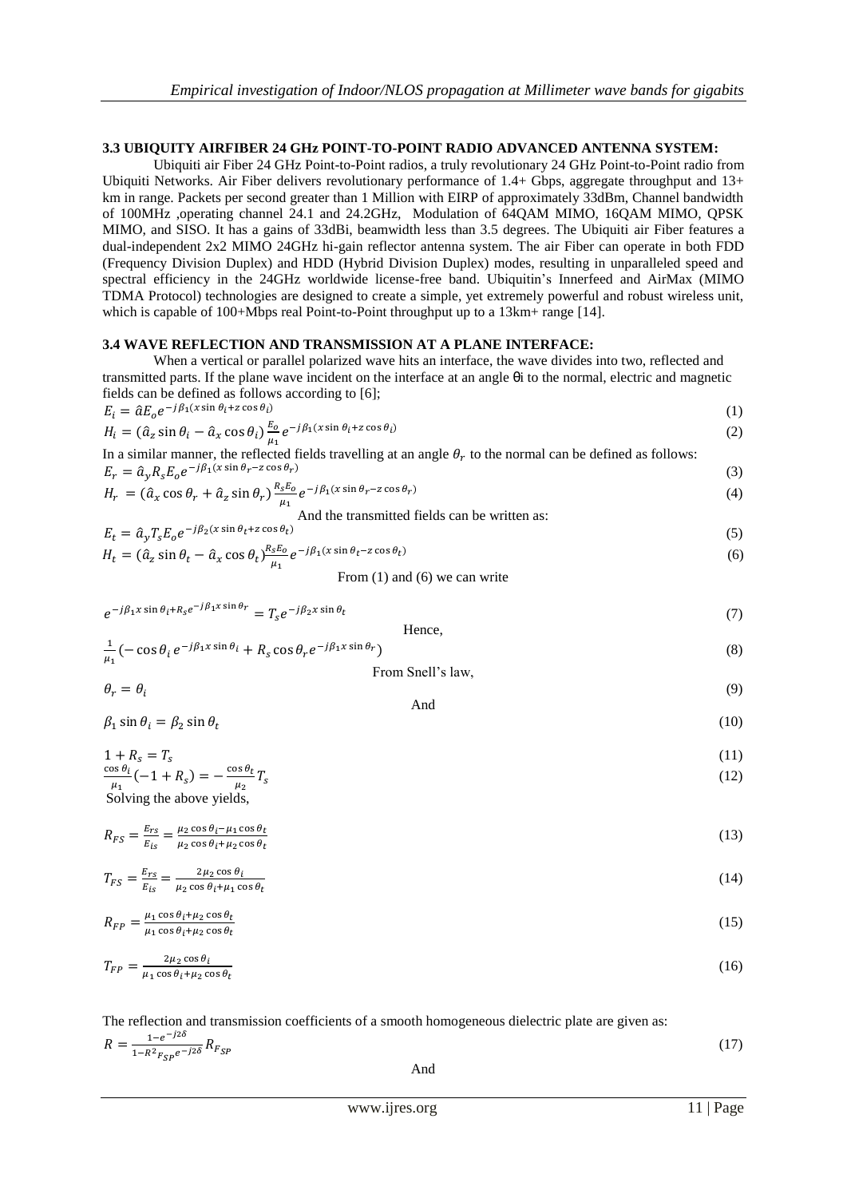### 3.3 UBIQUITY AIRFIBER 24 GHz POINT-TO-POINT RADIO ADVANCED ANTENNA SYSTEM:

Ubiquiti air Fiber 24 GHz Point-to-Point radios, a truly revolutionary 24 GHz Point-to-Point radio from Ubiquiti Networks. Air Fiber delivers revolutionary performance of 1.4+ Gbps, aggregate throughput and 13+ km in range. Packets per second greater than 1 Million with EIRP of approximately 33dBm, Channel bandwidth of 100MHz ,operating channel 24.1 and 24.2GHz, Modulation of 64QAM MIMO, 16QAM MIMO, QPSK MIMO, and SISO. It has a gains of 33dBi, beamwidth less than 3.5 degrees. The Ubiquiti air Fiber features a dual-independent 2x2 MIMO 24GHz hi-gain reflector antenna system. The air Fiber can operate in both FDD (Frequency Division Duplex) and HDD (Hybrid Division Duplex) modes, resulting in unparalleled speed and spectral efficiency in the 24GHz worldwide license-free band. Ubiquitin's Innerfeed and AirMax (MIMO TDMA Protocol) technologies are designed to create a simple, yet extremely powerful and robust wireless unit, which is capable of 100+Mbps real Point-to-Point throughput up to a 13km+ range [14].

### 3.4 WAVE REFLECTION AND TRANSMISSION AT A PLANE INTERFACE:

When a vertical or parallel polarized wave hits an interface, the wave divides into two, reflected and transmitted parts. If the plane wave incident on the interface at an angle θi to the normal, electric and magnetic fields can be defined as follows according to [6];

$$E_i = \hat{a}E_o e^{-j\beta_1(x\sin\theta_i + z\cos\theta_i)} \tag{1}$$

$$H_i = (\hat{a}_z \sin\theta_i - \hat{a}_x \cos\theta_i)\frac{E_o}{\mu_1} e^{-j\beta_1(x\sin\theta_i + z\cos\theta_i)} \tag{2}$$

In a similar manner, the reflected fields travelling at an angle $\theta_r$ to the normal can be defined as follows:

$$E_r = \hat{a}_y R_s E_o e^{-j\beta_1(x\sin\theta_r - z\cos\theta_r)} \tag{3}$$

$$H_r = (\hat{a}_x \cos\theta_r + \hat{a}_z \sin\theta_r)\frac{R_s E_o}{\mu_1} e^{-j\beta_1(x\sin\theta_r - z\cos\theta_r)} \tag{4}$$

And the transmitted fields can be written as:

$$E_t = \hat{a}_y T_s E_o e^{-j\beta_2(x\sin\theta_t + z\cos\theta_t)} \tag{5}$$

$$H_t = (\hat{a}_z \sin\theta_t - \hat{a}_x \cos\theta_t)\frac{R_s E_o}{\mu_1} e^{-j\beta_1(x\sin\theta_t - z\cos\theta_t)} \tag{6}$$

From (1) and (6) we can write

$$e^{-j\beta_1 x\sin\theta_i + R_s e^{-j\beta_1 x\sin\theta_r}} = T_s e^{-j\beta_2 x\sin\theta_t} \tag{7}$$

Hence,

$$\frac{1}{\mu_1}(-\cos\theta_i e^{-j\beta_1 x\sin\theta_i} + R_s\cos\theta_r e^{-j\beta_1 x\sin\theta_r}) \tag{8}$$

From Snell's law,

$$\theta_r = \theta_i \tag{9}$$

And

$$\beta_1 \sin\theta_i = \beta_2 \sin\theta_t \tag{10}$$

$$1 + R_s = T_s \tag{11}$$

$$\frac{\cos\theta_i}{\mu_1}(-1 + R_s) = -\frac{\cos\theta_t}{\mu_2}T_s \tag{12}$$

Solving the above yields,

$$R_{FS} = \frac{E_{rs}}{E_{is}} = \frac{\mu_2\cos\theta_i - \mu_1\cos\theta_t}{\mu_2\cos\theta_i + \mu_2\cos\theta_t} \tag{13}$$

$$T_{FS} = \frac{E_{rs}}{E_{is}} = \frac{2\mu_2\cos\theta_i}{\mu_2\cos\theta_i + \mu_1\cos\theta_t} \tag{14}$$

$$R_{FP} = \frac{\mu_1\cos\theta_i + \mu_2\cos\theta_t}{\mu_1\cos\theta_i + \mu_2\cos\theta_t} \tag{15}$$

$$T_{FP} = \frac{2\mu_2\cos\theta_i}{\mu_1\cos\theta_i + \mu_2\cos\theta_t} \tag{16}$$

The reflection and transmission coefficients of a smooth homogeneous dielectric plate are given as:

$$R = \frac{1 - e^{-j2\delta}}{1 - R^2{}_{F_{SP}} e^{-j2\delta}} R_{F_{SP}} \tag{17}$$

And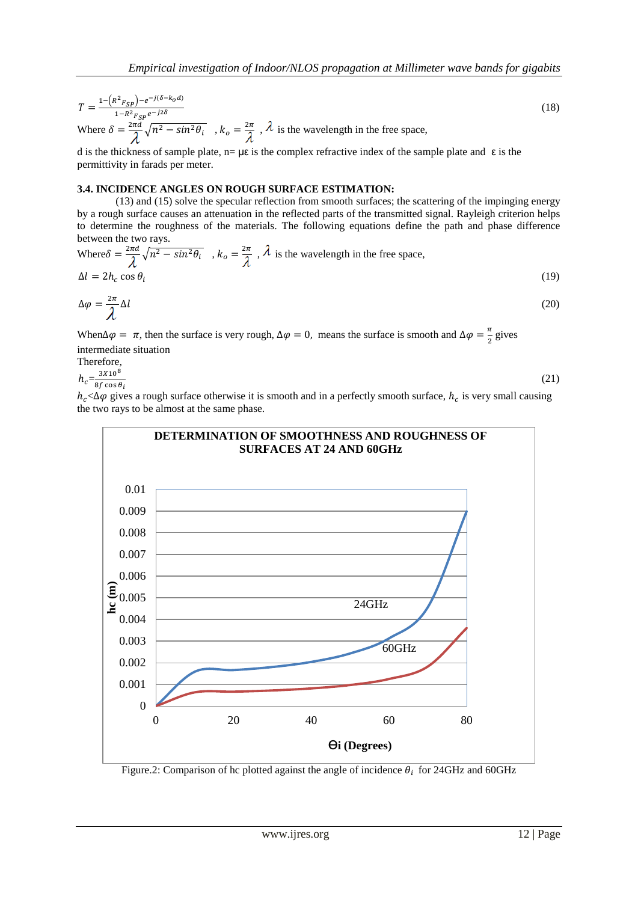$$T = \frac{1-\left(R^2{}_{FSP}\right)-e^{-j(\delta-k_o d)}}{1-R^2{}_{FSP}\, e^{-j2\delta}} \tag{18}$$

Where $\delta = \frac{2\pi d}{\lambda}\sqrt{n^2 - sin^2\theta_i}$ , $k_o = \frac{2\pi}{\lambda}$ , $\lambda$ is the wavelength in the free space,

d is the thickness of sample plate, n= με is the complex refractive index of the sample plate and ε is the permittivity in farads per meter.

### 3.4. INCIDENCE ANGLES ON ROUGH SURFACE ESTIMATION:

(13) and (15) solve the specular reflection from smooth surfaces; the scattering of the impinging energy by a rough surface causes an attenuation in the reflected parts of the transmitted signal. Rayleigh criterion helps to determine the roughness of the materials. The following equations define the path and phase difference between the two rays.

Where $\delta = \frac{2\pi d}{\lambda}\sqrt{n^2 - sin^2\theta_i}$ , $k_o = \frac{2\pi}{\lambda}$ , $\lambda$ is the wavelength in the free space,

$$\Delta l = 2h_c \cos\theta_i \tag{19}$$

$$\Delta\varphi = \frac{2\pi}{\lambda}\Delta l \tag{20}$$

When $\Delta\varphi = \pi$, then the surface is very rough, $\Delta\varphi = 0$, means the surface is smooth and $\Delta\varphi = \frac{\pi}{2}$ gives intermediate situation

Therefore,

$$h_c = \frac{3X10^8}{8f\cos\theta_i} \tag{21}$$

$h_c < \Delta\varphi$ gives a rough surface otherwise it is smooth and in a perfectly smooth surface, $h_c$ is very small causing the two rays to be almost at the same phase.

Figure.2: Comparison of hc plotted against the angle of incidence $\theta_i$ for 24GHz and 60GHz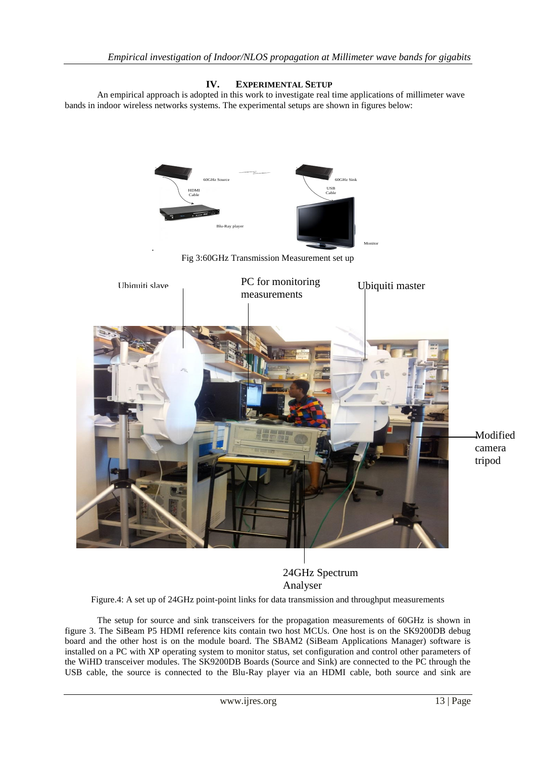## IV. EXPERIMENTAL SETUP

An empirical approach is adopted in this work to investigate real time applications of millimeter wave bands in indoor wireless networks systems. The experimental setups are shown in figures below:

Fig 3:60GHz Transmission Measurement set up

Figure.4: A set up of 24GHz point-point links for data transmission and throughput measurements

The setup for source and sink transceivers for the propagation measurements of 60GHz is shown in figure 3. The SiBeam P5 HDMI reference kits contain two host MCUs. One host is on the SK9200DB debug board and the other host is on the module board. The SBAM2 (SiBeam Applications Manager) software is installed on a PC with XP operating system to monitor status, set configuration and control other parameters of the WiHD transceiver modules. The SK9200DB Boards (Source and Sink) are connected to the PC through the USB cable, the source is connected to the Blu-Ray player via an HDMI cable, both source and sink are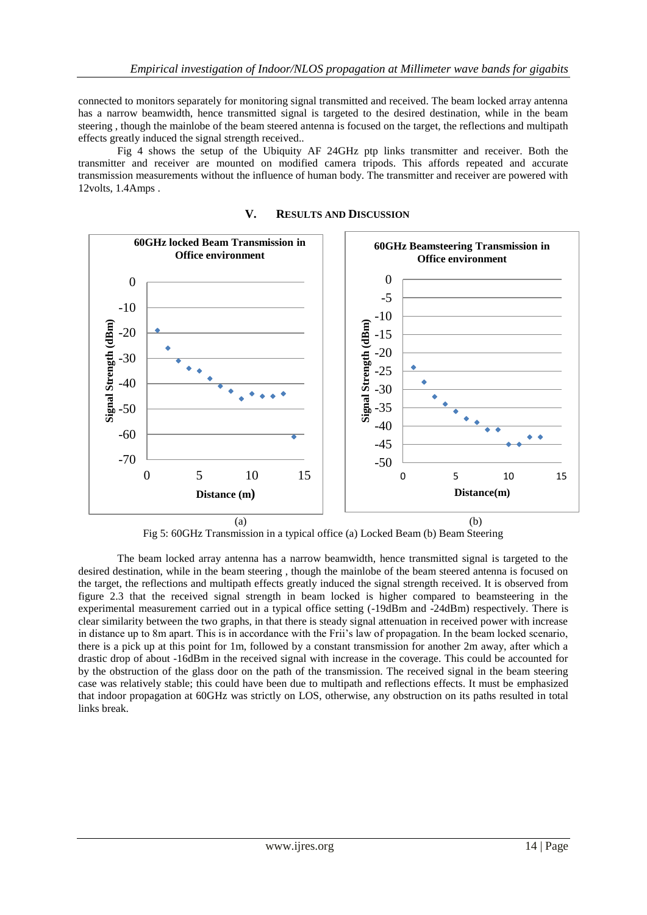connected to monitors separately for monitoring signal transmitted and received. The beam locked array antenna has a narrow beamwidth, hence transmitted signal is targeted to the desired destination, while in the beam steering , though the mainlobe of the beam steered antenna is focused on the target, the reflections and multipath effects greatly induced the signal strength received..

Fig 4 shows the setup of the Ubiquity AF 24GHz ptp links transmitter and receiver. Both the transmitter and receiver are mounted on modified camera tripods. This affords repeated and accurate transmission measurements without the influence of human body. The transmitter and receiver are powered with 12volts, 1.4Amps .

## V. RESULTS AND DISCUSSION

(a) (b)

Fig 5: 60GHz Transmission in a typical office (a) Locked Beam (b) Beam Steering

The beam locked array antenna has a narrow beamwidth, hence transmitted signal is targeted to the desired destination, while in the beam steering , though the mainlobe of the beam steered antenna is focused on the target, the reflections and multipath effects greatly induced the signal strength received. It is observed from figure 2.3 that the received signal strength in beam locked is higher compared to beamsteering in the experimental measurement carried out in a typical office setting (-19dBm and -24dBm) respectively. There is clear similarity between the two graphs, in that there is steady signal attenuation in received power with increase in distance up to 8m apart. This is in accordance with the Frii's law of propagation. In the beam locked scenario, there is a pick up at this point for 1m, followed by a constant transmission for another 2m away, after which a drastic drop of about -16dBm in the received signal with increase in the coverage. This could be accounted for by the obstruction of the glass door on the path of the transmission. The received signal in the beam steering case was relatively stable; this could have been due to multipath and reflections effects. It must be emphasized that indoor propagation at 60GHz was strictly on LOS, otherwise, any obstruction on its paths resulted in total links break.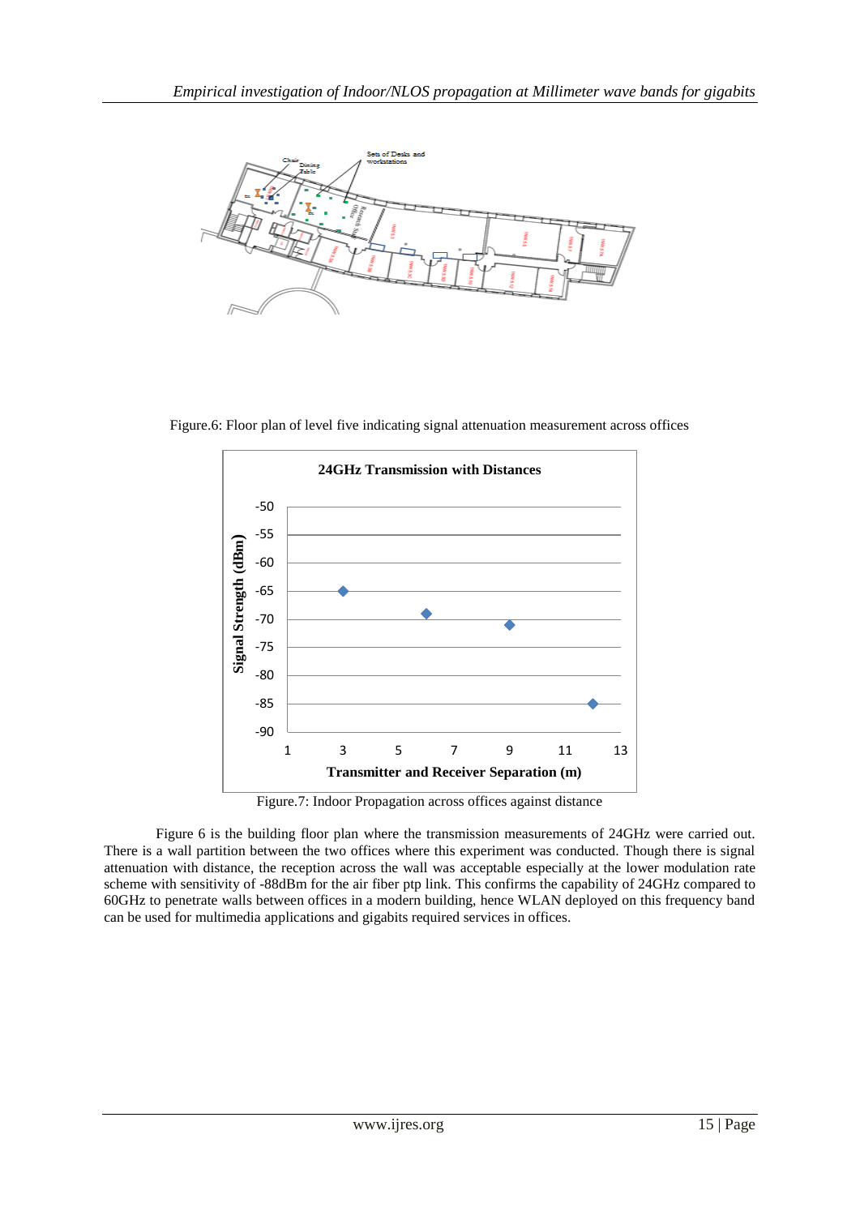Figure.6: Floor plan of level five indicating signal attenuation measurement across offices

Figure.7: Indoor Propagation across offices against distance

Figure 6 is the building floor plan where the transmission measurements of 24GHz were carried out. There is a wall partition between the two offices where this experiment was conducted. Though there is signal attenuation with distance, the reception across the wall was acceptable especially at the lower modulation rate scheme with sensitivity of -88dBm for the air fiber ptp link. This confirms the capability of 24GHz compared to 60GHz to penetrate walls between offices in a modern building, hence WLAN deployed on this frequency band can be used for multimedia applications and gigabits required services in offices.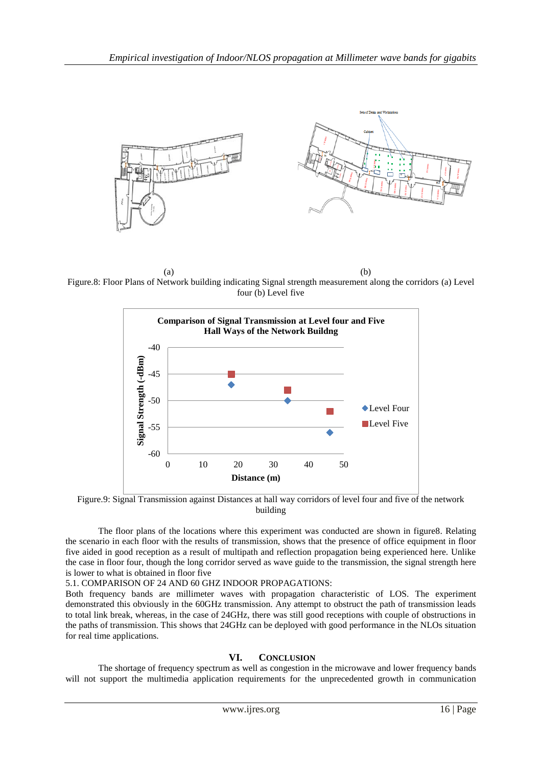(a) (b)

Figure.8: Floor Plans of Network building indicating Signal strength measurement along the corridors (a) Level four (b) Level five

Figure.9: Signal Transmission against Distances at hall way corridors of level four and five of the network building

The floor plans of the locations where this experiment was conducted are shown in figure8. Relating the scenario in each floor with the results of transmission, shows that the presence of office equipment in floor five aided in good reception as a result of multipath and reflection propagation being experienced here. Unlike the case in floor four, though the long corridor served as wave guide to the transmission, the signal strength here is lower to what is obtained in floor five

5.1. COMPARISON OF 24 AND 60 GHZ INDOOR PROPAGATIONS:

Both frequency bands are millimeter waves with propagation characteristic of LOS. The experiment demonstrated this obviously in the 60GHz transmission. Any attempt to obstruct the path of transmission leads to total link break, whereas, in the case of 24GHz, there was still good receptions with couple of obstructions in the paths of transmission. This shows that 24GHz can be deployed with good performance in the NLOs situation for real time applications.

## VI. CONCLUSION

The shortage of frequency spectrum as well as congestion in the microwave and lower frequency bands will not support the multimedia application requirements for the unprecedented growth in communication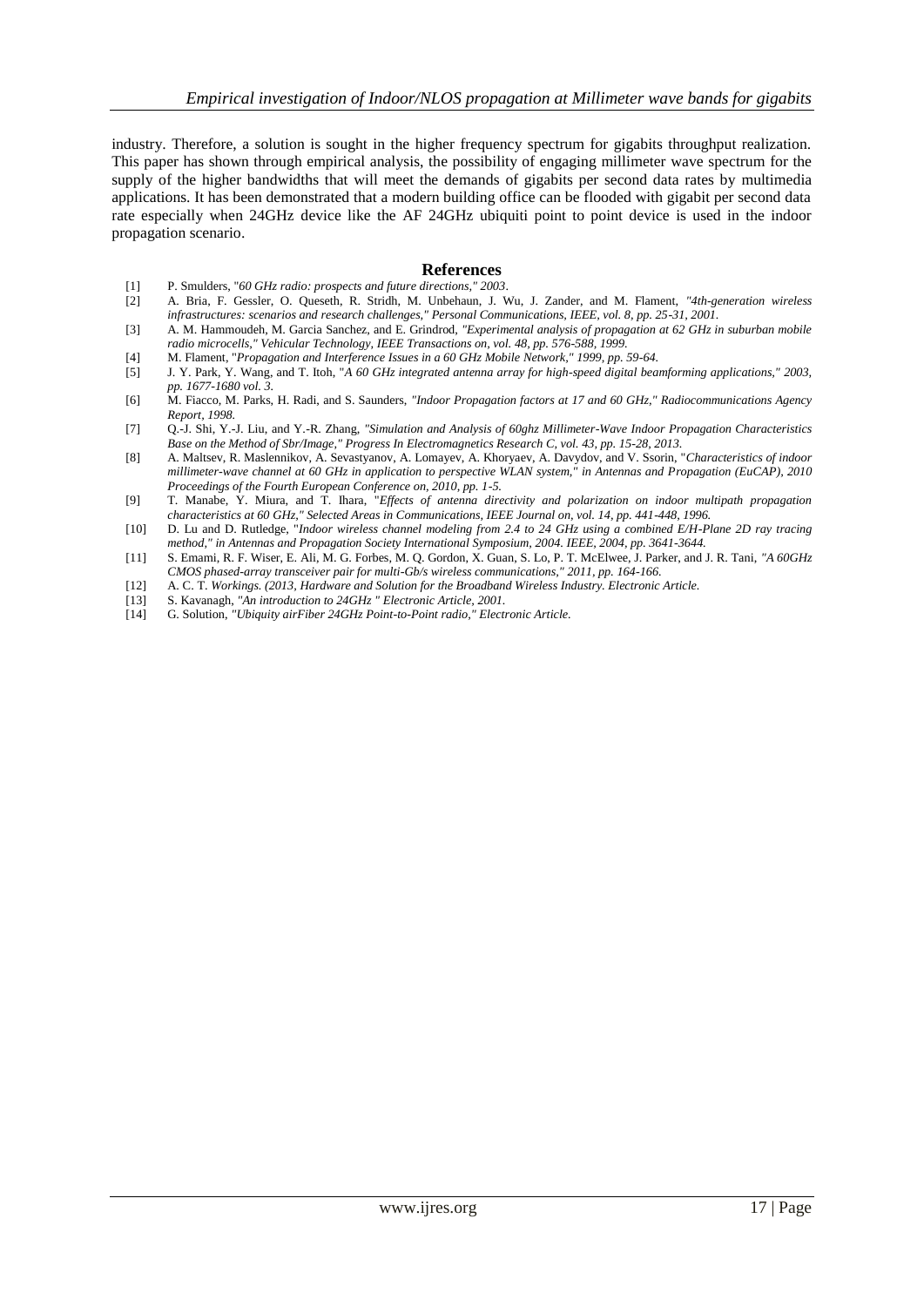industry. Therefore, a solution is sought in the higher frequency spectrum for gigabits throughput realization. This paper has shown through empirical analysis, the possibility of engaging millimeter wave spectrum for the supply of the higher bandwidths that will meet the demands of gigabits per second data rates by multimedia applications. It has been demonstrated that a modern building office can be flooded with gigabit per second data rate especially when 24GHz device like the AF 24GHz ubiquiti point to point device is used in the indoor propagation scenario.

## References

[1] P. Smulders, "*60 GHz radio: prospects and future directions," 2003*.

[2] A. Bria, F. Gessler, O. Queseth, R. Stridh, M. Unbehaun, J. Wu, J. Zander, and M. Flament, *"4th-generation wireless infrastructures: scenarios and research challenges," Personal Communications, IEEE, vol. 8, pp. 25-31, 2001.*

[3] A. M. Hammoudeh, M. Garcia Sanchez, and E. Grindrod, *"Experimental analysis of propagation at 62 GHz in suburban mobile radio microcells," Vehicular Technology, IEEE Transactions on, vol. 48, pp. 576-588, 1999.*

[4] M. Flament, "*Propagation and Interference Issues in a 60 GHz Mobile Network," 1999, pp. 59-64.*

[5] J. Y. Park, Y. Wang, and T. Itoh, "*A 60 GHz integrated antenna array for high-speed digital beamforming applications," 2003, pp. 1677-1680 vol. 3.*

[6] M. Fiacco, M. Parks, H. Radi, and S. Saunders, *"Indoor Propagation factors at 17 and 60 GHz," Radiocommunications Agency Report, 1998.*

[7] Q.-J. Shi, Y.-J. Liu, and Y.-R. Zhang, *"Simulation and Analysis of 60ghz Millimeter-Wave Indoor Propagation Characteristics Base on the Method of Sbr/Image," Progress In Electromagnetics Research C, vol. 43, pp. 15-28, 2013.*

[8] A. Maltsev, R. Maslennikov, A. Sevastyanov, A. Lomayev, A. Khoryaev, A. Davydov, and V. Ssorin, "*Characteristics of indoor millimeter-wave channel at 60 GHz in application to perspective WLAN system," in Antennas and Propagation (EuCAP), 2010 Proceedings of the Fourth European Conference on, 2010, pp. 1-5.*

[9] T. Manabe, Y. Miura, and T. Ihara, "*Effects of antenna directivity and polarization on indoor multipath propagation characteristics at 60 GHz," Selected Areas in Communications, IEEE Journal on, vol. 14, pp. 441-448, 1996.*

[10] D. Lu and D. Rutledge, "*Indoor wireless channel modeling from 2.4 to 24 GHz using a combined E/H-Plane 2D ray tracing method," in Antennas and Propagation Society International Symposium, 2004. IEEE, 2004, pp. 3641-3644.*

[11] S. Emami, R. F. Wiser, E. Ali, M. G. Forbes, M. Q. Gordon, X. Guan, S. Lo, P. T. McElwee, J. Parker, and J. R. Tani, *"A 60GHz CMOS phased-array transceiver pair for multi-Gb/s wireless communications," 2011, pp. 164-166.*

[12] A. C. T. *Workings. (2013, Hardware and Solution for the Broadband Wireless Industry. Electronic Article.*

[13] S. Kavanagh, *"An introduction to 24GHz " Electronic Article, 2001.*

[14] G. Solution, *"Ubiquity airFiber 24GHz Point-to-Point radio," Electronic Article.*